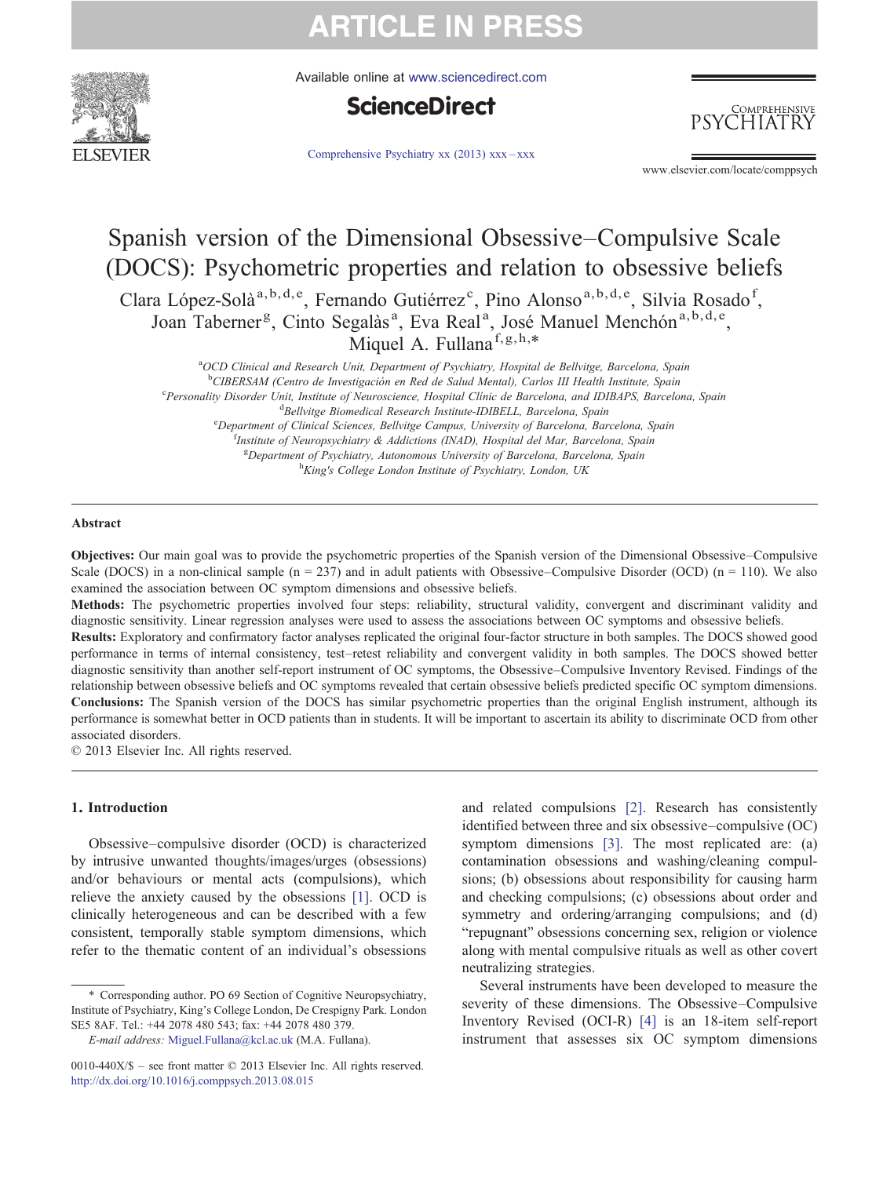# Spanish version of the Dimensional Obsessive–Compulsive Scale (DOCS): Psychometric properties and relation to obsessive beliefs

Clara López-Solà [a,b,d,e], Fernando Gutiérrez [c], Pino Alonso [a,b,d,e], Silvia Rosado [f], Joan Taberner [g], Cinto Segalàs [a], Eva Real [a], José Manuel Menchón [a,b,d,e], Miquel A. Fullana [f,g,h,*]

[a] OCD Clinical and Research Unit, Department of Psychiatry, Hospital de Bellvitge, Barcelona, Spain
[b] CIBERSAM (Centro de Investigación en Red de Salud Mental), Carlos III Health Institute, Spain
[c] Personality Disorder Unit, Institute of Neuroscience, Hospital Clínic de Barcelona, and IDIBAPS, Barcelona, Spain
[d] Bellvitge Biomedical Research Institute-IDIBELL, Barcelona, Spain
[e] Department of Clinical Sciences, Bellvitge Campus, University of Barcelona, Barcelona, Spain
[f] Institute of Neuropsychiatry & Addictions (INAD), Hospital del Mar, Barcelona, Spain
[g] Department of Psychiatry, Autonomous University of Barcelona, Barcelona, Spain
[h] King's College London Institute of Psychiatry, London, UK

## Abstract

**Objectives:** Our main goal was to provide the psychometric properties of the Spanish version of the Dimensional Obsessive–Compulsive Scale (DOCS) in a non-clinical sample (n = 237) and in adult patients with Obsessive–Compulsive Disorder (OCD) (n = 110). We also examined the association between OC symptom dimensions and obsessive beliefs.

**Methods:** The psychometric properties involved four steps: reliability, structural validity, convergent and discriminant validity and diagnostic sensitivity. Linear regression analyses were used to assess the associations between OC symptom dimensions and obsessive beliefs.

**Results:** Exploratory and confirmatory factor analyses replicated the original four-factor structure in both samples. The DOCS showed good performance in terms of internal consistency, test–retest reliability and convergent validity in both samples. The DOCS showed better diagnostic sensitivity than another self-report instrument of OC symptoms, the Obsessive–Compulsive Inventory Revised. Findings of the relationship between obsessive beliefs and OC symptoms revealed that certain obsessive beliefs predicted specific OC symptom dimensions.

**Conclusions:** The Spanish version of the DOCS has similar psychometric properties than the original English instrument, although its performance is somewhat better in OCD patients than in students. It will be important to ascertain its ability to discriminate OCD from other associated disorders.

© 2013 Elsevier Inc. All rights reserved.

## 1. Introduction

Obsessive–compulsive disorder (OCD) is characterized by intrusive unwanted thoughts/images/urges (obsessions) and/or behaviours or mental acts (compulsions), which relieve the anxiety caused by the obsessions [1]. OCD is clinically heterogeneous and can be described with a few consistent, temporally stable symptom dimensions, which refer to the thematic content of an individual's obsessions and related compulsions [2]. Research has consistently identified between three and six obsessive–compulsive (OC) symptom dimensions [3]. The most replicated are: (a) contamination obsessions and washing/cleaning compulsions; (b) obsessions about responsibility for causing harm and checking compulsions; (c) obsessions about order and symmetry and ordering/arranging compulsions; and (d) "repugnant" obsessions concerning sex, religion or violence along with mental compulsive rituals as well as other covert neutralizing strategies.

Several instruments have been developed to measure the severity of these dimensions. The Obsessive–Compulsive Inventory Revised (OCI-R) [4] is an 18-item self-report instrument that assesses six OC symptom dimensions

\* Corresponding author. PO 69 Section of Cognitive Neuropsychiatry, Institute of Psychiatry, King's College London, De Crespigny Park. London SE5 8AF. Tel.: +44 2078 480 543; fax: +44 2078 480 379.
E-mail address: Miguel.Fullana@kcl.ac.uk (M.A. Fullana).

0010-440X/$ – see front matter © 2013 Elsevier Inc. All rights reserved.
http://dx.doi.org/10.1016/j.comppsych.2013.08.015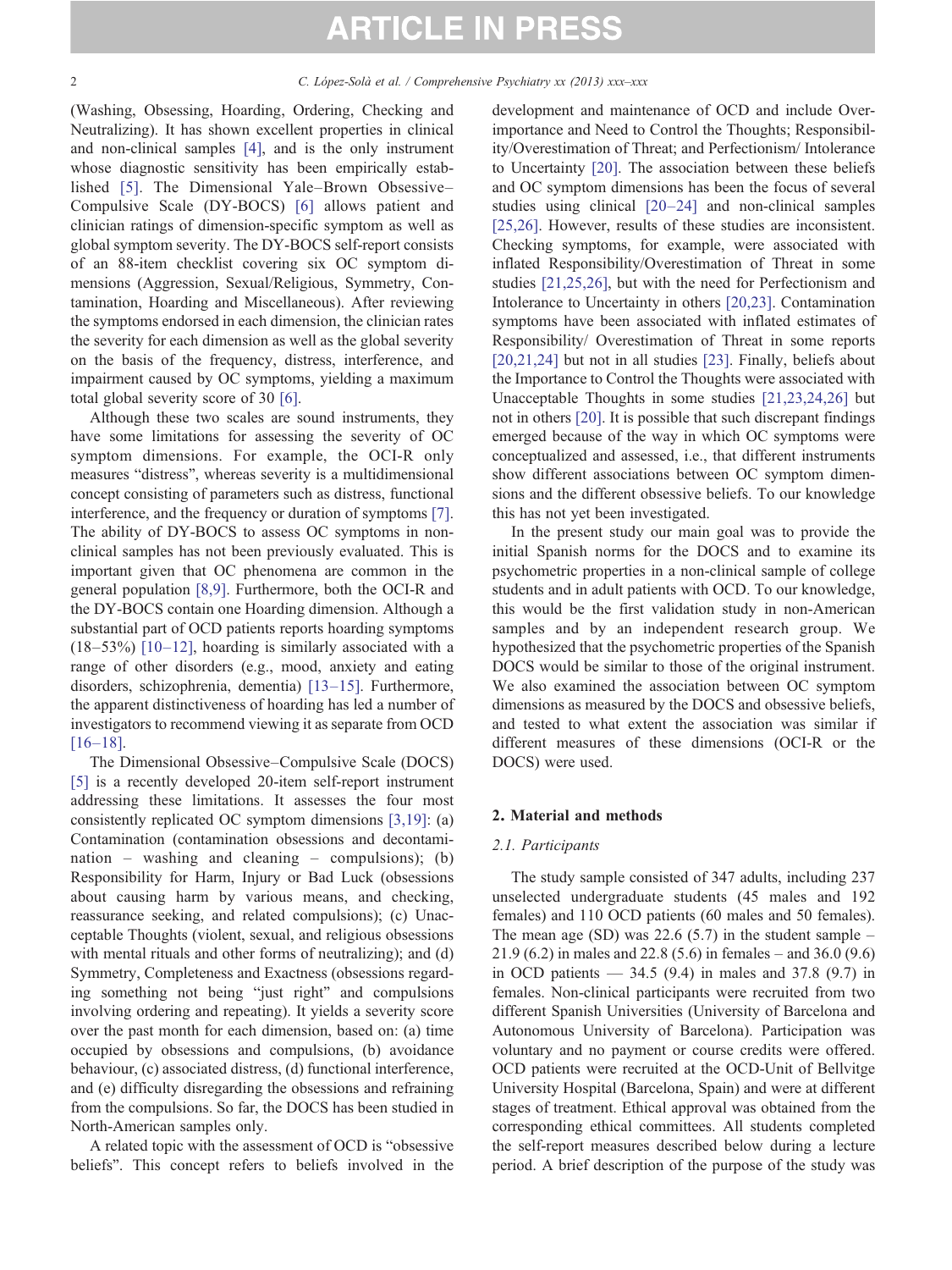(Washing, Obsessing, Hoarding, Ordering, Checking and Neutralizing). It has shown excellent properties in clinical and non-clinical samples [4], and is the only instrument whose diagnostic sensitivity has been empirically established [5]. The Dimensional Yale–Brown Obsessive–Compulsive Scale (DY-BOCS) [6] allows patient and clinician ratings of dimension-specific symptom as well as global symptom severity. The DY-BOCS self-report consists of an 88-item checklist covering six OC symptom dimensions (Aggression, Sexual/Religious, Symmetry, Contamination, Hoarding and Miscellaneous). After reviewing the symptoms endorsed in each dimension, the clinician rates the severity for each dimension as well as the global severity on the basis of the frequency, distress, interference, and impairment caused by OC symptoms, yielding a maximum total global severity score of 30 [6].

Although these two scales are sound instruments, they have some limitations for assessing the severity of OC symptom dimensions. For example, the OCI-R only measures "distress", whereas severity is a multidimensional concept consisting of parameters such as distress, functional interference, and the frequency or duration of symptoms [7]. The ability of DY-BOCS to assess OC symptoms in non-clinical samples has not been previously evaluated. This is important given that OC phenomena are common in the general population [8,9]. Furthermore, both the OCI-R and the DY-BOCS contain one Hoarding dimension. Although a substantial part of OCD patients reports hoarding symptoms (18–53%) [10–12], hoarding is similarly associated with a range of other disorders (e.g., mood, anxiety and eating disorders, schizophrenia, dementia) [13–15]. Furthermore, the apparent distinctiveness of hoarding has led a number of investigators to recommend viewing it as separate from OCD [16–18].

The Dimensional Obsessive–Compulsive Scale (DOCS) [5] is a recently developed 20-item self-report instrument addressing these limitations. It assesses the four most consistently replicated OC symptom dimensions [3,19]: (a) Contamination (contamination obsessions and decontamination – washing and cleaning – compulsions); (b) Responsibility for Harm, Injury or Bad Luck (obsessions about causing harm by various means, and checking, reassurance seeking, and related compulsions); (c) Unacceptable Thoughts (violent, sexual, and religious obsessions with mental rituals and other forms of neutralizing); and (d) Symmetry, Completeness and Exactness (obsessions regarding something not being "just right" and compulsions involving ordering and repeating). It yields a severity score over the past month for each dimension, based on: (a) time occupied by obsessions and compulsions, (b) avoidance behaviour, (c) associated distress, (d) functional interference, and (e) difficulty disregarding the obsessions and refraining from the compulsions. So far, the DOCS has been studied in North-American samples only.

A related topic with the assessment of OCD is "obsessive beliefs". This concept refers to beliefs involved in the development and maintenance of OCD and include Overimportance and Need to Control the Thoughts; Responsibility/Overestimation of Threat; and Perfectionism/ Intolerance to Uncertainty [20]. The association between these beliefs and OC symptom dimensions has been the focus of several studies using clinical [20–24] and non-clinical samples [25,26]. However, results of these studies are inconsistent. Checking symptoms, for example, were associated with inflated Responsibility/Overestimation of Threat in some studies [21,25,26], but with the need for Perfectionism and Intolerance to Uncertainty in others [20,23]. Contamination symptoms have been associated with inflated estimates of Responsibility/ Overestimation of Threat in some reports [20,21,24] but not in all studies [23]. Finally, beliefs about the Importance to Control the Thoughts were associated with Unacceptable Thoughts in some studies [21,23,24,26] but not in others [20]. It is possible that such discrepant findings emerged because of the way in which OC symptoms were conceptualized and assessed, i.e., that different instruments show different associations between OC symptom dimensions and the different obsessive beliefs. To our knowledge this has not yet been investigated.

In the present study our main goal was to provide the initial Spanish norms for the DOCS and to examine its psychometric properties in a non-clinical sample of college students and in adult patients with OCD. To our knowledge, this would be the first validation study in non-American samples and by an independent research group. We hypothesized that the psychometric properties of the Spanish DOCS would be similar to those of the original instrument. We also examined the association between OC symptom dimensions as measured by the DOCS and obsessive beliefs, and tested to what extent the association was similar if different measures of these dimensions (OCI-R or the DOCS) were used.

## 2. Material and methods

### 2.1. Participants

The study sample consisted of 347 adults, including 237 unselected undergraduate students (45 males and 192 females) and 110 OCD patients (60 males and 50 females). The mean age (SD) was 22.6 (5.7) in the student sample – 21.9 (6.2) in males and 22.8 (5.6) in females – and 36.0 (9.6) in OCD patients — 34.5 (9.4) in males and 37.8 (9.7) in females. Non-clinical participants were recruited from two different Spanish Universities (University of Barcelona and Autonomous University of Barcelona). Participation was voluntary and no payment or course credits were offered. OCD patients were recruited at the OCD-Unit of Bellvitge University Hospital (Barcelona, Spain) and were at different stages of treatment. Ethical approval was obtained from the corresponding ethical committees. All students completed the self-report measures described below during a lecture period. A brief description of the purpose of the study was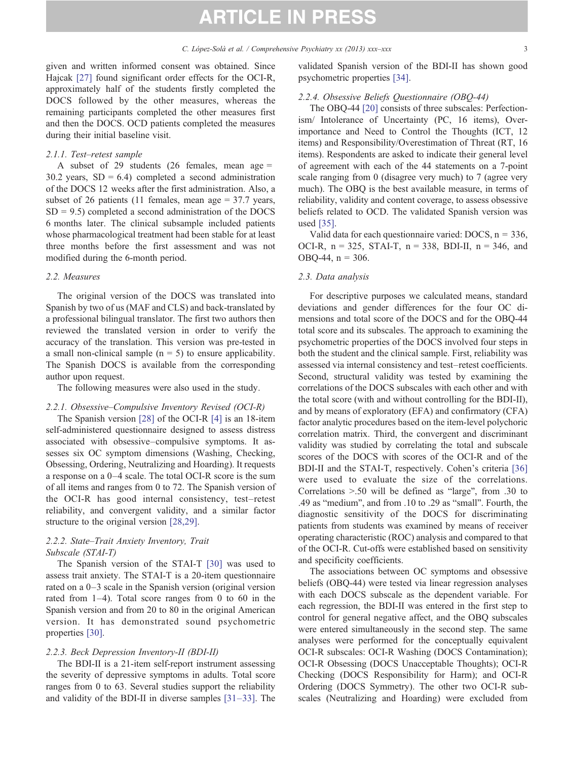given and written informed consent was obtained. Since Hajcak [27] found significant order effects for the OCI-R, approximately half of the students firstly completed the DOCS followed by the other measures, whereas the remaining participants completed the other measures first and then the DOCS. OCD patients completed the measures during their initial baseline visit.

#### 2.1.1. Test–retest sample

A subset of 29 students (26 females, mean age = 30.2 years, SD = 6.4) completed a second administration of the DOCS 12 weeks after the first administration. Also, a subset of 26 patients (11 females, mean age = 37.7 years, SD = 9.5) completed a second administration of the DOCS 6 months later. The clinical subsample included patients whose pharmacological treatment had been stable for at least three months before the first assessment and was not modified during the 6-month period.

### 2.2. Measures

The original version of the DOCS was translated into Spanish by two of us (MAF and CLS) and back-translated by a professional bilingual translator. The first two authors then reviewed the translated version in order to verify the accuracy of the translation. This version was pre-tested in a small non-clinical sample (n = 5) to ensure applicability. The Spanish DOCS is available from the corresponding author upon request.

The following measures were also used in the study.

#### 2.2.1. Obsessive–Compulsive Inventory Revised (OCI-R)

The Spanish version [28] of the OCI-R [4] is an 18-item self-administered questionnaire designed to assess distress associated with obsessive–compulsive symptoms. It assesses six OC symptom dimensions (Washing, Checking, Obsessing, Ordering, Neutralizing and Hoarding). It requests a response on a 0–4 scale. The total OCI-R score is the sum of all items and ranges from 0 to 72. The Spanish version of the OCI-R has good internal consistency, test–retest reliability, and convergent validity, and a similar factor structure to the original version [28,29].

#### 2.2.2. State–Trait Anxiety Inventory, Trait Subscale (STAI-T)

The Spanish version of the STAI-T [30] was used to assess trait anxiety. The STAI-T is a 20-item questionnaire rated on a 0–3 scale in the Spanish version (original version rated from 1–4). Total score ranges from 0 to 60 in the Spanish version and from 20 to 80 in the original American version. It has demonstrated sound psychometric properties [30].

#### 2.2.3. Beck Depression Inventory-II (BDI-II)

The BDI-II is a 21-item self-report instrument assessing the severity of depressive symptoms in adults. Total score ranges from 0 to 63. Several studies support the reliability and validity of the BDI-II in diverse samples [31–33]. The validated Spanish version of the BDI-II has shown good psychometric properties [34].

#### 2.2.4. Obsessive Beliefs Questionnaire (OBQ-44)

The OBQ-44 [20] consists of three subscales: Perfectionism/ Intolerance of Uncertainty (PC, 16 items), Overimportance and Need to Control the Thoughts (ICT, 12 items) and Responsibility/Overestimation of Threat (RT, 16 items). Respondents are asked to indicate their general level of agreement with each of the 44 statements on a 7-point scale ranging from 0 (disagree very much) to 7 (agree very much). The OBQ is the best available measure, in terms of reliability, validity and content coverage, to assess obsessive beliefs related to OCD. The validated Spanish version was used [35].

Valid data for each questionnaire varied: DOCS, n = 336, OCI-R, n = 325, STAI-T, n = 338, BDI-II, n = 346, and OBQ-44, n = 306.

### 2.3. Data analysis

For descriptive purposes we calculated means, standard deviations and gender differences for the four OC dimensions and total score of the DOCS and for the OBQ-44 total score and its subscales. The approach to examining the psychometric properties of the DOCS involved four steps in both the student and the clinical sample. First, reliability was assessed via internal consistency and test–retest coefficients. Second, structural validity was tested by examining the correlations of the DOCS subscales with each other and with the total score (with and without controlling for the BDI-II), and by means of exploratory (EFA) and confirmatory (CFA) factor analytic procedures based on the item-level polychoric correlation matrix. Third, the convergent and discriminant validity was studied by correlating the total and subscale scores of the DOCS with scores of the OCI-R and of the BDI-II and the STAI-T, respectively. Cohen's criteria [36] were used to evaluate the size of the correlations. Correlations >.50 will be defined as "large", from .30 to .49 as "medium", and from .10 to .29 as "small". Fourth, the diagnostic sensitivity of the DOCS for discriminating patients from students was examined by means of receiver operating characteristic (ROC) analysis and compared to that of the OCI-R. Cut-offs were established based on sensitivity and specificity coefficients.

The associations between OC symptoms and obsessive beliefs (OBQ-44) were tested via linear regression analyses with each DOCS subscale as the dependent variable. For each regression, the BDI-II was entered in the first step to control for general negative affect, and the OBQ subscales were entered simultaneously in the second step. The same analyses were performed for the conceptually equivalent OCI-R subscales: OCI-R Washing (DOCS Contamination); OCI-R Obsessing (DOCS Unacceptable Thoughts); OCI-R Checking (DOCS Responsibility for Harm); and OCI-R Ordering (DOCS Symmetry). The other two OCI-R subscales (Neutralizing and Hoarding) were excluded from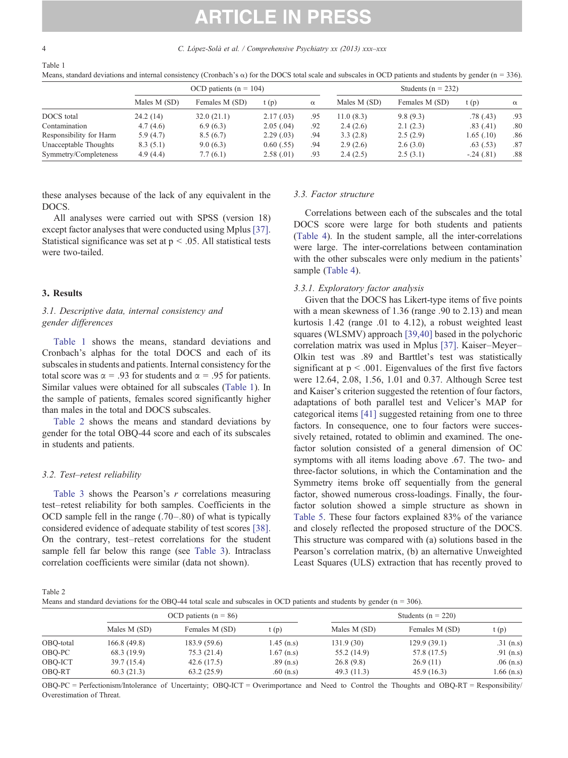Table 1
Means, standard deviations and internal consistency (Cronbach's α) for the DOCS total scale and subscales in OCD patients and students by gender (n = 336).

| | OCD patients (n = 104) | | | | Students (n = 232) | | | |
|---|---|---|---|---|---|---|---|---|
| | Males M (SD) | Females M (SD) | t (p) | α | Males M (SD) | Females M (SD) | t (p) | α |
| DOCS total | 24.2 (14) | 32.0 (21.1) | 2.17 (.03) | .95 | 11.0 (8.3) | 9.8 (9.3) | .78 (.43) | .93 |
| Contamination | 4.7 (4.6) | 6.9 (6.3) | 2.05 (.04) | .92 | 2.4 (2.6) | 2.1 (2.3) | .83 (.41) | .80 |
| Responsibility for Harm | 5.9 (4.7) | 8.5 (6.7) | 2.29 (.03) | .94 | 3.3 (2.8) | 2.5 (2.9) | 1.65 (.10) | .86 |
| Unacceptable Thoughts | 8.3 (5.1) | 9.0 (6.3) | 0.60 (.55) | .94 | 2.9 (2.6) | 2.6 (3.0) | .63 (.53) | .87 |
| Symmetry/Completeness | 4.9 (4.4) | 7.7 (6.1) | 2.58 (.01) | .93 | 2.4 (2.5) | 2.5 (3.1) | -.24 (.81) | .88 |

these analyses because of the lack of any equivalent in the DOCS.

All analyses were carried out with SPSS (version 18) except factor analyses that were conducted using Mplus [37]. Statistical significance was set at $p < .05$. All statistical tests were two-tailed.

## 3. Results

### 3.1. Descriptive data, internal consistency and gender differences

Table 1 shows the means, standard deviations and Cronbach's alphas for the total DOCS and each of its subscales in students and patients. Internal consistency for the total score was α = .93 for students and α = .95 for patients. Similar values were obtained for all subscales (Table 1). In the sample of patients, females scored significantly higher than males in the total and DOCS subscales.

Table 2 shows the means and standard deviations by gender for the total OBQ-44 score and each of its subscales in students and patients.

### 3.2. Test–retest reliability

Table 3 shows the Pearson's $r$ correlations measuring test–retest reliability for both samples. Coefficients in the OCD sample fell in the range (.70–.80) of what is typically considered evidence of adequate stability of test scores [38]. On the contrary, test–retest correlations for the student sample fell far below this range (see Table 3). Intraclass correlation coefficients were similar (data not shown).

### 3.3. Factor structure

Correlations between each of the subscales and the total DOCS score were large for both students and patients (Table 4). In the student sample, all the inter-correlations were large. The inter-correlations between contamination with the other subscales were only medium in the patients' sample (Table 4).

#### 3.3.1. Exploratory factor analysis

Given that the DOCS has Likert-type items of five points with a mean skewness of 1.36 (range .90 to 2.13) and mean kurtosis 1.42 (range .01 to 4.12), a robust weighted least squares (WLSMV) approach [39,40] based in the polychoric correlation matrix was used in Mplus [37]. Kaiser–Meyer–Olkin test was .89 and Barttlet's test was statistically significant at $p < .001$. Eigenvalues of the first five factors were 12.64, 2.08, 1.56, 1.01 and 0.37. Although Scree test and Kaiser's criterion suggested the retention of four factors, adaptations of both parallel test and Velicer's MAP for categorical items [41] suggested retaining from one to three factors. In consequence, one to four factors were successively retained, rotated to oblimin and examined. The one-factor solution consisted of a general dimension of OC symptoms with all items loading above .67. The two- and three-factor solutions, in which the Contamination and the Symmetry items broke off sequentially from the general factor, showed numerous cross-loadings. Finally, the four-factor solution showed a simple structure as shown in Table 5. These four factors explained 83% of the variance and closely reflected the proposed structure of the DOCS. This structure was compared with (a) solutions based in the Pearson's correlation matrix, (b) an alternative Unweighted Least Squares (ULS) extraction that has recently proved to

Table 2
Means and standard deviations for the OBQ-44 total scale and subscales in OCD patients and students by gender (n = 306).

| | OCD patients (n = 86) | | | Students (n = 220) | | |
|---|---|---|---|---|---|---|
| | Males M (SD) | Females M (SD) | t (p) | Males M (SD) | Females M (SD) | t (p) |
| OBQ-total | 166.8 (49.8) | 183.9 (59.6) | 1.45 (n.s) | 131.9 (30) | 129.9 (39.1) | .31 (n.s) |
| OBQ-PC | 68.3 (19.9) | 75.3 (21.4) | 1.67 (n.s) | 55.2 (14.9) | 57.8 (17.5) | .91 (n.s) |
| OBQ-ICT | 39.7 (15.4) | 42.6 (17.5) | .89 (n.s) | 26.8 (9.8) | 26.9 (11) | .06 (n.s) |
| OBQ-RT | 60.3 (21.3) | 63.2 (25.9) | .60 (n.s) | 49.3 (11.3) | 45.9 (16.3) | 1.66 (n.s) |

OBQ-PC = Perfectionism/Intolerance of Uncertainty; OBQ-ICT = Overimportance and Need to Control the Thoughts and OBQ-RT = Responsibility/Overestimation of Threat.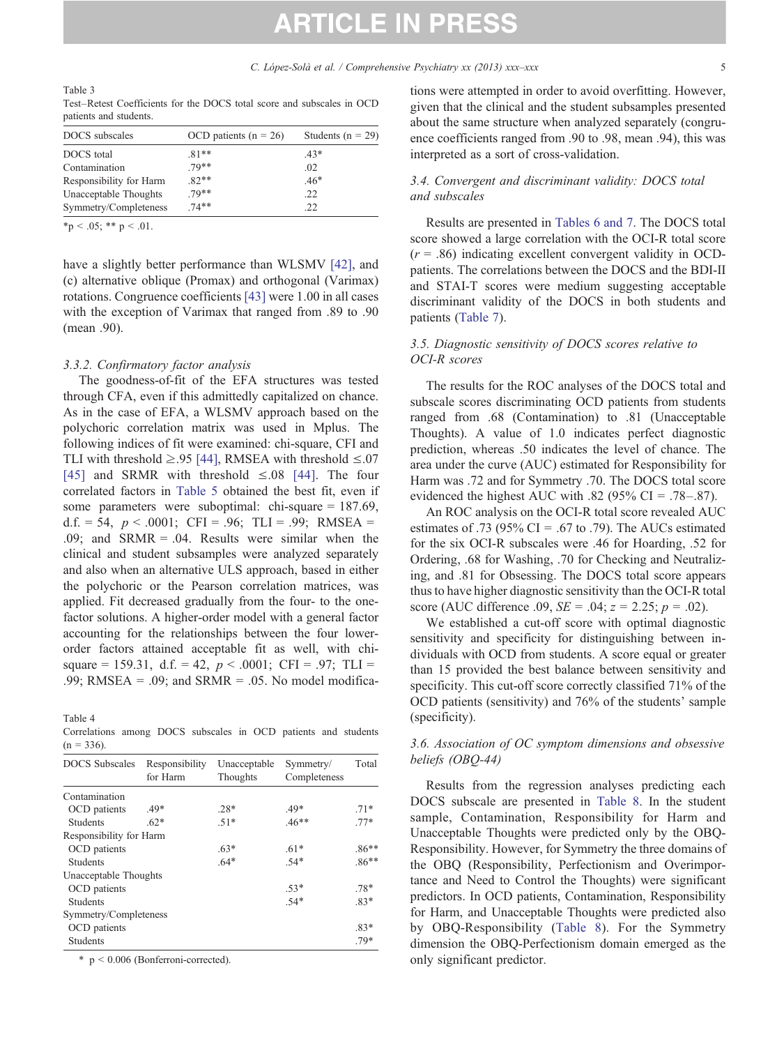Table 3
Test–Retest Coefficients for the DOCS total score and subscales in OCD patients and students.

| DOCS subscales | OCD patients (n = 26) | Students (n = 29) |
|---|---|---|
| DOCS total | .81** | .43* |
| Contamination | .79** | .02 |
| Responsibility for Harm | .82** | .46* |
| Unacceptable Thoughts | .79** | .22 |
| Symmetry/Completeness | .74** | .22 |

*p < .05; ** p < .01.

have a slightly better performance than WLSMV [42], and (c) alternative oblique (Promax) and orthogonal (Varimax) rotations. Congruence coefficients [43] were 1.00 in all cases with the exception of Varimax that ranged from .89 to .90 (mean .90).

#### 3.3.2. Confirmatory factor analysis

The goodness-of-fit of the EFA structures was tested through CFA, even if this admittedly capitalized on chance. As in the case of EFA, a WLSMV approach based on the polychoric correlation matrix was used in Mplus. The following indices of fit were examined: chi-square, CFI and TLI with threshold ≥.95 [44], RMSEA with threshold ≤.07 [45] and SRMR with threshold ≤.08 [44]. The four correlated factors in Table 5 obtained the best fit, even if some parameters were suboptimal: chi-square = 187.69, d.f. = 54, $p < .0001$; CFI = .96; TLI = .99; RMSEA = .09; and SRMR = .04. Results were similar when the clinical and student subsamples were analyzed separately and also when an alternative ULS approach, based in either the polychoric or the Pearson correlation matrices, was applied. Fit decreased gradually from the four- to the one-factor solutions. A higher-order model with a general factor accounting for the relationships between the four lower-order factors attained acceptable fit as well, with chi-square = 159.31, d.f. = 42, $p < .0001$; CFI = .97; TLI = .99; RMSEA = .09; and SRMR = .05. No model modifications were attempted in order to avoid overfitting. However, given that the clinical and the student subsamples presented about the same structure when analyzed separately (congruence coefficients ranged from .90 to .98, mean .94), this was interpreted as a sort of cross-validation.

Table 4
Correlations among DOCS subscales in OCD patients and students (n = 336).

| DOCS Subscales | Responsibility for Harm | Unacceptable Thoughts | Symmetry/ Completeness | Total |
|---|---|---|---|---|
| Contamination | | | | |
| OCD patients | .49* | .28* | .49* | .71* |
| Students | .62* | .51* | .46** | .77* |
| Responsibility for Harm | | | | |
| OCD patients | | .63* | .61* | .86** |
| Students | | .64* | .54* | .86** |
| Unacceptable Thoughts | | | | |
| OCD patients | | | .53* | .78* |
| Students | | | .54* | .83* |
| Symmetry/Completeness | | | | |
| OCD patients | | | | .83* |
| Students | | | | .79* |

* p < 0.006 (Bonferroni-corrected).

### 3.4. Convergent and discriminant validity: DOCS total and subscales

Results are presented in Tables 6 and 7. The DOCS total score showed a large correlation with the OCI-R total score ($r = .86$) indicating excellent convergent validity in OCD-patients. The correlations between the DOCS and the BDI-II and STAI-T scores were medium suggesting acceptable discriminant validity of the DOCS in both students and patients (Table 7).

### 3.5. Diagnostic sensitivity of DOCS scores relative to OCI-R scores

The results for the ROC analyses of the DOCS total and subscale scores discriminating OCD patients from students ranged from .68 (Contamination) to .81 (Unacceptable Thoughts). A value of 1.0 indicates perfect diagnostic prediction, whereas .50 indicates the level of chance. The area under the curve (AUC) estimated for Responsibility for Harm was .72 and for Symmetry .70. The DOCS total score evidenced the highest AUC with .82 (95% CI = .78–.87).

An ROC analysis on the OCI-R total score revealed AUC estimates of .73 (95% CI = .67 to .79). The AUCs estimated for the six OCI-R subscales were .46 for Hoarding, .52 for Ordering, .68 for Washing, .70 for Checking and Neutralizing, and .81 for Obsessing. The DOCS total score appears thus to have higher diagnostic sensitivity than the OCI-R total score (AUC difference .09, $SE = .04$; $z = 2.25$; $p = .02$).

We established a cut-off score with optimal diagnostic sensitivity and specificity for distinguishing between individuals with OCD from students. A score equal or greater than 15 provided the best balance between sensitivity and specificity. This cut-off score correctly classified 71% of the OCD patients (sensitivity) and 76% of the students' sample (specificity).

### 3.6. Association of OC symptom dimensions and obsessive beliefs (OBQ-44)

Results from the regression analyses predicting each DOCS subscale are presented in Table 8. In the student sample, Contamination, Responsibility for Harm and Unacceptable Thoughts were predicted only by the OBQ-Responsibility. However, for Symmetry the three domains of the OBQ (Responsibility, Perfectionism and Overimportance and Need to Control the Thoughts) were significant predictors. In OCD patients, Contamination, Responsibility for Harm, and Unacceptable Thoughts were predicted also by OBQ-Responsibility (Table 8). For the Symmetry dimension the OBQ-Perfectionism domain emerged as the only significant predictor.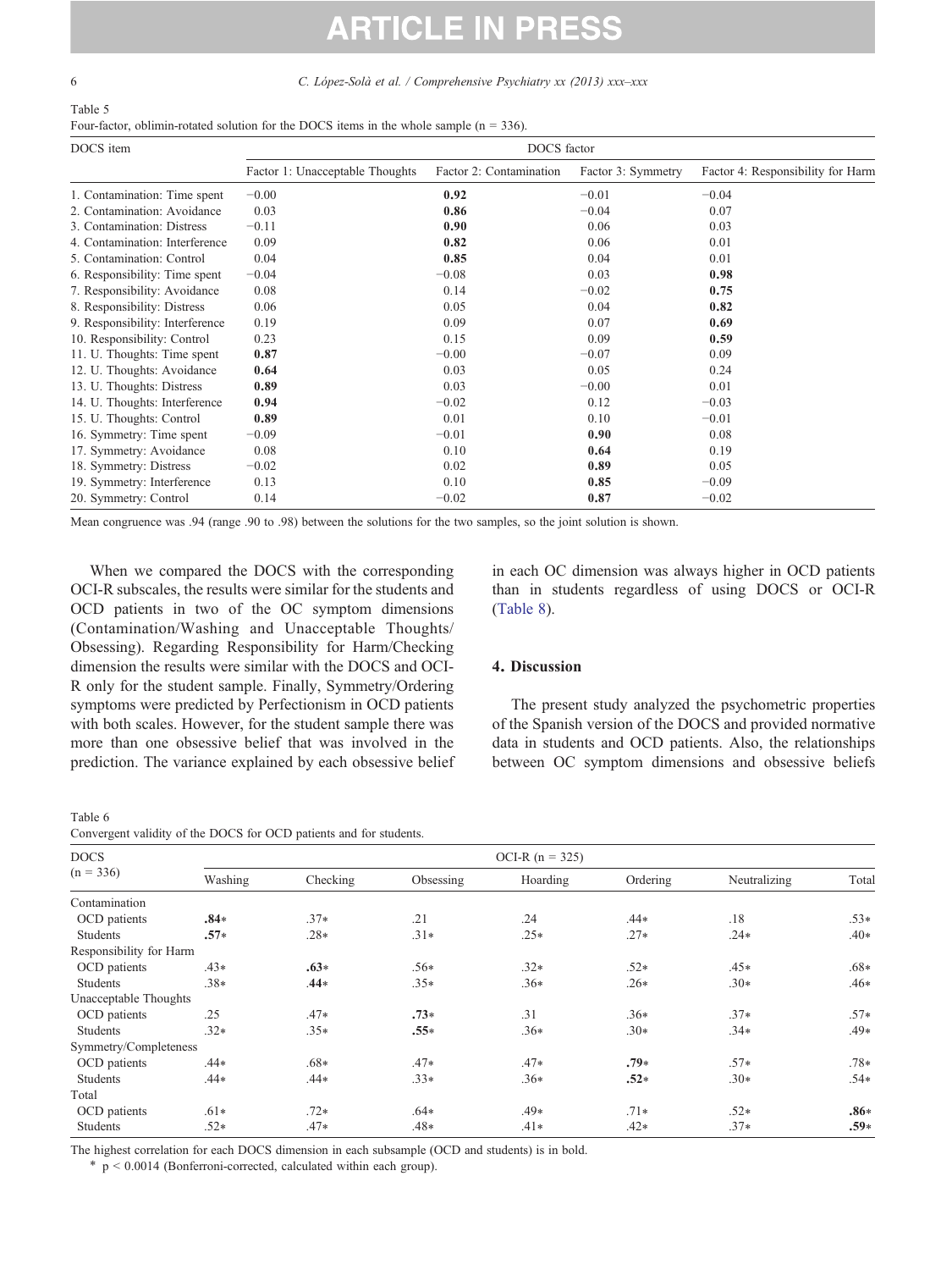Table 5

Four-factor, oblimin-rotated solution for the DOCS items in the whole sample (n = 336).

| DOCS item | DOCS factor | | | |
|---|---|---|---|---|
| | Factor 1: Unacceptable Thoughts | Factor 2: Contamination | Factor 3: Symmetry | Factor 4: Responsibility for Harm |
| 1. Contamination: Time spent | −0.00 | **0.92** | −0.01 | −0.04 |
| 2. Contamination: Avoidance | 0.03 | **0.86** | −0.04 | 0.07 |
| 3. Contamination: Distress | −0.11 | **0.90** | 0.06 | 0.03 |
| 4. Contamination: Interference | 0.09 | **0.82** | 0.06 | 0.01 |
| 5. Contamination: Control | 0.04 | **0.85** | 0.04 | 0.01 |
| 6. Responsibility: Time spent | −0.04 | −0.08 | 0.03 | **0.98** |
| 7. Responsibility: Avoidance | 0.08 | 0.14 | −0.02 | **0.75** |
| 8. Responsibility: Distress | 0.06 | 0.05 | 0.04 | **0.82** |
| 9. Responsibility: Interference | 0.19 | 0.09 | 0.07 | **0.69** |
| 10. Responsibility: Control | 0.23 | 0.15 | 0.09 | **0.59** |
| 11. U. Thoughts: Time spent | **0.87** | −0.00 | −0.07 | 0.09 |
| 12. U. Thoughts: Avoidance | **0.64** | 0.03 | 0.05 | 0.24 |
| 13. U. Thoughts: Distress | **0.89** | 0.03 | −0.00 | 0.01 |
| 14. U. Thoughts: Interference | **0.94** | −0.02 | 0.12 | −0.03 |
| 15. U. Thoughts: Control | **0.89** | 0.01 | 0.10 | −0.01 |
| 16. Symmetry: Time spent | −0.09 | −0.01 | **0.90** | 0.08 |
| 17. Symmetry: Avoidance | 0.08 | 0.10 | **0.64** | 0.19 |
| 18. Symmetry: Distress | −0.02 | 0.02 | **0.89** | 0.05 |
| 19. Symmetry: Interference | 0.13 | 0.10 | **0.85** | −0.09 |
| 20. Symmetry: Control | 0.14 | −0.02 | **0.87** | −0.02 |

Mean congruence was .94 (range .90 to .98) between the solutions for the two samples, so the joint solution is shown.

When we compared the DOCS with the corresponding OCI-R subscales, the results were similar for the students and OCD patients in two of the OC symptom dimensions (Contamination/Washing and Unacceptable Thoughts/Obsessing). Regarding Responsibility for Harm/Checking dimension the results were similar with the DOCS and OCI-R only for the student sample. Finally, Symmetry/Ordering symptoms were predicted by Perfectionism in OCD patients with both scales. However, for the student sample there was more than one obsessive belief that was involved in the prediction. The variance explained by each obsessive belief in each OC dimension was always higher in OCD patients than in students regardless of using DOCS or OCI-R (Table 8).

## 4. Discussion

The present study analyzed the psychometric properties of the Spanish version of the DOCS and provided normative data in students and OCD patients. Also, the relationships between OC symptom dimensions and obsessive beliefs

Table 6

Convergent validity of the DOCS for OCD patients and for students.

| DOCS (n = 336) | OCI-R (n = 325) | | | | | | |
|---|---|---|---|---|---|---|---|
| | Washing | Checking | Obsessing | Hoarding | Ordering | Neutralizing | Total |
| Contamination | | | | | | | |
| OCD patients | **.84*** | .37* | .21 | .24 | .44* | .18 | .53* |
| Students | **.57*** | .28* | .31* | .25* | .27* | .24* | .40* |
| Responsibility for Harm | | | | | | | |
| OCD patients | .43* | **.63*** | .56* | .32* | .52* | .45* | .68* |
| Students | .38* | **.44*** | .35* | .36* | .26* | .30* | .46* |
| Unacceptable Thoughts | | | | | | | |
| OCD patients | .25 | .47* | **.73*** | .31 | .36* | .37* | .57* |
| Students | .32* | .35* | **.55*** | .36* | .30* | .34* | .49* |
| Symmetry/Completeness | | | | | | | |
| OCD patients | .44* | .68* | .47* | .47* | **.79*** | .57* | .78* |
| Students | .44* | .44* | .33* | .36* | **.52*** | .30* | .54* |
| Total | | | | | | | |
| OCD patients | .61* | .72* | .64* | .49* | .71* | .52* | **.86*** |
| Students | .52* | .47* | .48* | .41* | .42* | .37* | **.59*** |

The highest correlation for each DOCS dimension in each subsample (OCD and students) is in bold.

\* $p < 0.0014$ (Bonferroni-corrected, calculated within each group).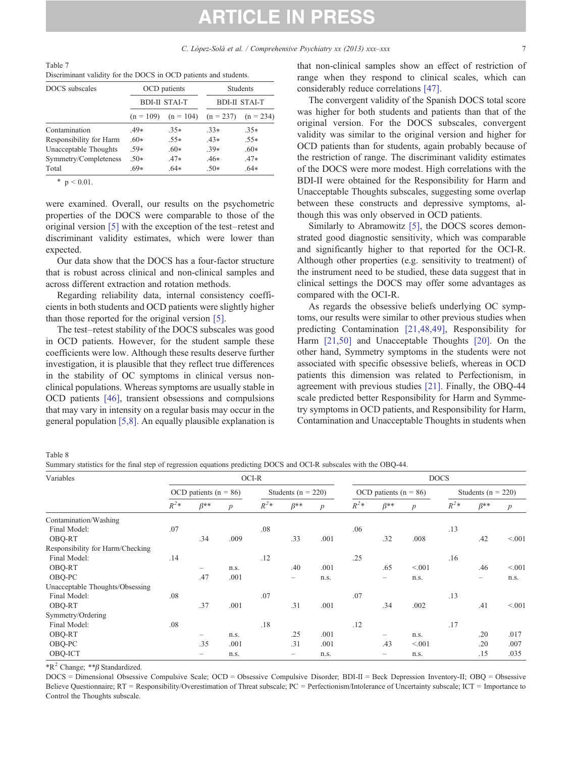Table 7
Discriminant validity for the DOCS in OCD patients and students.

| DOCS subscales | OCD patients | | Students | |
|---|---|---|---|---|
| | BDI-II | STAI-T | BDI-II | STAI-T |
| | (n = 109) | (n = 104) | (n = 237) | (n = 234) |
| Contamination | .49* | .35* | .33* | .35* |
| Responsibility for Harm | .60* | .55* | .43* | .55* |
| Unacceptable Thoughts | .59* | .60* | .39* | .60* |
| Symmetry/Completeness | .50* | .47* | .46* | .47* |
| Total | .69* | .64* | .50* | .64* |

\* $p < 0.01$.

were examined. Overall, our results on the psychometric properties of the DOCS were comparable to those of the original version [5] with the exception of the test–retest and discriminant validity estimates, which were lower than expected.

Our data show that the DOCS has a four-factor structure that is robust across clinical and non-clinical samples and across different extraction and rotation methods.

Regarding reliability data, internal consistency coefficients in both students and OCD patients were slightly higher than those reported for the original version [5].

The test–retest stability of the DOCS subscales was good in OCD patients. However, for the student sample these coefficients were low. Although these results deserve further investigation, it is plausible that they reflect true differences in the stability of OC symptoms in clinical versus non-clinical populations. Whereas symptoms are usually stable in OCD patients [46], transient obsessions and compulsions that may vary in intensity on a regular basis may occur in the general population [5,8]. An equally plausible explanation is that non-clinical samples show an effect of restriction of range when they respond to clinical scales, which can considerably reduce correlations [47].

The convergent validity of the Spanish DOCS total score was higher for both students and patients than that of the original version. For the DOCS subscales, convergent validity was similar to the original version and higher for OCD patients than for students, again probably because of the restriction of range. The discriminant validity estimates of the DOCS were more modest. High correlations with the BDI-II were obtained for the Responsibility for Harm and Unacceptable Thoughts subscales, suggesting some overlap between these constructs and depressive symptoms, although this was only observed in OCD patients.

Similarly to Abramowitz [5], the DOCS scores demonstrated good diagnostic sensitivity, which was comparable and significantly higher to that reported for the OCI-R. Although other properties (e.g. sensitivity to treatment) of the instrument need to be studied, these data suggest that in clinical settings the DOCS may offer some advantages as compared with the OCI-R.

As regards the obsessive beliefs underlying OC symptoms, our results were similar to other previous studies when predicting Contamination [21,48,49], Responsibility for Harm [21,50] and Unacceptable Thoughts [20]. On the other hand, Symmetry symptoms in the students were not associated with specific obsessive beliefs, whereas in OCD patients this dimension was related to Perfectionism, in agreement with previous studies [21]. Finally, the OBQ-44 scale predicted better Responsibility for Harm and Symmetry symptoms in OCD patients, and Responsibility for Harm, Contamination and Unacceptable Thoughts in students when

Table 8
Summary statistics for the final step of regression equations predicting DOCS and OCI-R subscales with the OBQ-44.

| Variables | OCI-R | | | | | | DOCS | | | | | |
|---|---|---|---|---|---|---|---|---|---|---|---|---|
| | OCD patients (n = 86) | | | Students (n = 220) | | | OCD patients (n = 86) | | | Students (n = 220) | | |
| | $R^2$* | β** | p | $R^2$* | β** | p | $R^2$* | β** | p | $R^2$* | β** | p |
| Contamination/Washing | | | | | | | | | | | | |
| Final Model: | .07 | | | .08 | | | .06 | | | .13 | | |
| OBQ-RT | | .34 | .009 | | .33 | .001 | | .32 | .008 | | .42 | <.001 |
| Responsibility for Harm/Checking | | | | | | | | | | | | |
| Final Model: | .14 | | | .12 | | | .25 | | | .16 | | |
| OBQ-RT | | – | n.s. | | .40 | .001 | | .65 | <.001 | | .46 | <.001 |
| OBQ-PC | | .47 | .001 | | – | n.s. | | – | n.s. | | – | n.s. |
| Unacceptable Thoughts/Obsessing | | | | | | | | | | | | |
| Final Model: | .08 | | | .07 | | | .07 | | | .13 | | |
| OBQ-RT | | .37 | .001 | | .31 | .001 | | .34 | .002 | | .41 | <.001 |
| Symmetry/Ordering | | | | | | | | | | | | |
| Final Model: | .08 | | | .18 | | | .12 | | | .17 | | |
| OBQ-RT | | – | n.s. | | .25 | .001 | | – | n.s. | | .20 | .017 |
| OBQ-PC | | .35 | .001 | | .31 | .001 | | .43 | <.001 | | .20 | .007 |
| OBQ-ICT | | – | n.s. | | – | n.s. | | – | n.s. | | .15 | .035 |

\*$R^2$ Change; \*\*β Standardized.

DOCS = Dimensional Obsessive Compulsive Scale; OCD = Obsessive Compulsive Disorder; BDI-II = Beck Depression Inventory-II; OBQ = Obsessive Believe Questionnaire; RT = Responsibility/Overestimation of Threat subscale; PC = Perfectionism/Intolerance of Uncertainty subscale; ICT = Importance to Control the Thoughts subscale.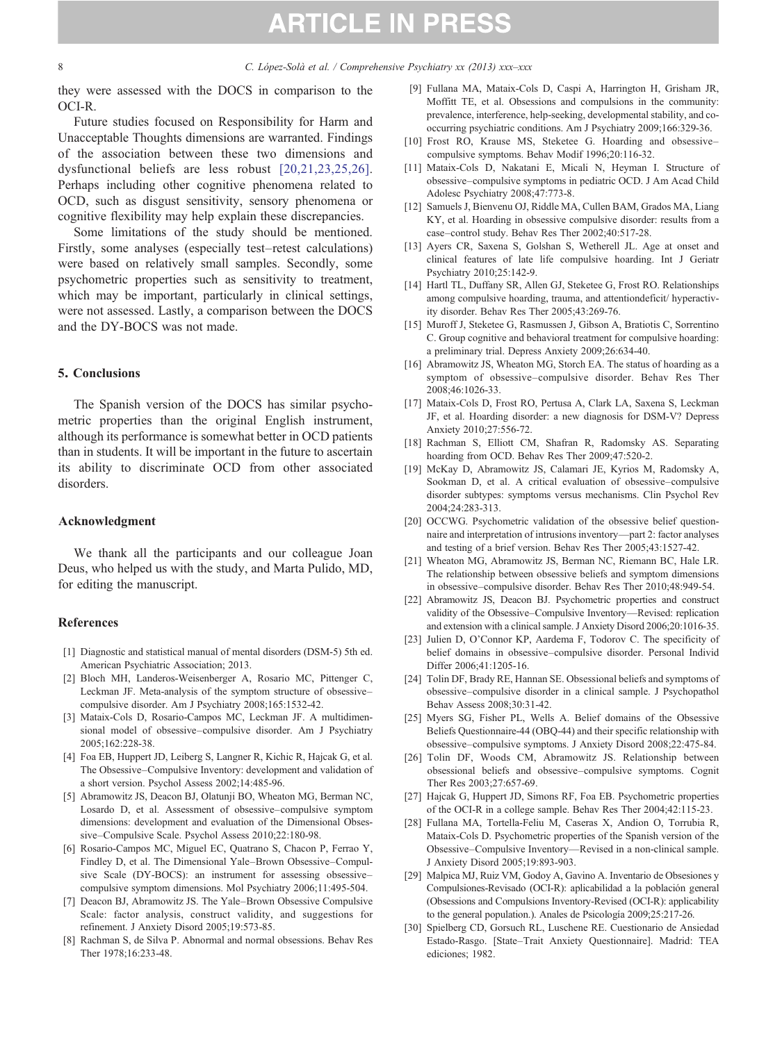they were assessed with the DOCS in comparison to the OCI-R.

Future studies focused on Responsibility for Harm and Unacceptable Thoughts dimensions are warranted. Findings of the association between these two dimensions and dysfunctional beliefs are less robust [20,21,23,25,26]. Perhaps including other cognitive phenomena related to OCD, such as disgust sensitivity, sensory phenomena or cognitive flexibility may help explain these discrepancies.

Some limitations of the study should be mentioned. Firstly, some analyses (especially test–retest calculations) were based on relatively small samples. Secondly, some psychometric properties such as sensitivity to treatment, which may be important, particularly in clinical settings, were not assessed. Lastly, a comparison between the DOCS and the DY-BOCS was not made.

## 5. Conclusions

The Spanish version of the DOCS has similar psychometric properties than the original English instrument, although its performance is somewhat better in OCD patients than in students. It will be important in the future to ascertain its ability to discriminate OCD from other associated disorders.

## Acknowledgment

We thank all the participants and our colleague Joan Deus, who helped us with the study, and Marta Pulido, MD, for editing the manuscript.

## References

[1] Diagnostic and statistical manual of mental disorders (DSM-5) 5th ed. American Psychiatric Association; 2013.

[2] Bloch MH, Landeros-Weisenberger A, Rosario MC, Pittenger C, Leckman JF. Meta-analysis of the symptom structure of obsessive–compulsive disorder. Am J Psychiatry 2008;165:1532-42.

[3] Mataix-Cols D, Rosario-Campos MC, Leckman JF. A multidimensional model of obsessive–compulsive disorder. Am J Psychiatry 2005;162:228-38.

[4] Foa EB, Huppert JD, Leiberg S, Langner R, Kichic R, Hajcak G, et al. The Obsessive–Compulsive Inventory: development and validation of a short version. Psychol Assess 2002;14:485-96.

[5] Abramowitz JS, Deacon BJ, Olatunji BO, Wheaton MG, Berman NC, Losardo D, et al. Assessment of obsessive–compulsive symptom dimensions: development and evaluation of the Dimensional Obsessive–Compulsive Scale. Psychol Assess 2010;22:180-98.

[6] Rosario-Campos MC, Miguel EC, Quatrano S, Chacon P, Ferrao Y, Findley D, et al. The Dimensional Yale–Brown Obsessive–Compulsive Scale (DY-BOCS): an instrument for assessing obsessive–compulsive symptom dimensions. Mol Psychiatry 2006;11:495-504.

[7] Deacon BJ, Abramowitz JS. The Yale–Brown Obsessive Compulsive Scale: factor analysis, construct validity, and suggestions for refinement. J Anxiety Disord 2005;19:573-85.

[8] Rachman S, de Silva P. Abnormal and normal obsessions. Behav Res Ther 1978;16:233-48.

[9] Fullana MA, Mataix-Cols D, Caspi A, Harrington H, Grisham JR, Moffitt TE, et al. Obsessions and compulsions in the community: prevalence, interference, help-seeking, developmental stability, and co-occurring psychiatric conditions. Am J Psychiatry 2009;166:329-36.

[10] Frost RO, Krause MS, Steketee G. Hoarding and obsessive–compulsive symptoms. Behav Modif 1996;20:116-32.

[11] Mataix-Cols D, Nakatani E, Micali N, Heyman I. Structure of obsessive–compulsive symptoms in pediatric OCD. J Am Acad Child Adolesc Psychiatry 2008;47:773-8.

[12] Samuels J, Bienvenu OJ, Riddle MA, Cullen BAM, Grados MA, Liang KY, et al. Hoarding in obsessive compulsive disorder: results from a case–control study. Behav Res Ther 2002;40:517-28.

[13] Ayers CR, Saxena S, Golshan S, Wetherell JL. Age at onset and clinical features of late life compulsive hoarding. Int J Geriatr Psychiatry 2010;25:142-9.

[14] Hartl TL, Duffany SR, Allen GJ, Steketee G, Frost RO. Relationships among compulsive hoarding, trauma, and attentiondeficit/ hyperactivity disorder. Behav Res Ther 2005;43:269-76.

[15] Muroff J, Steketee G, Rasmussen J, Gibson A, Bratiotis C, Sorrentino C. Group cognitive and behavioral treatment for compulsive hoarding: a preliminary trial. Depress Anxiety 2009;26:634-40.

[16] Abramowitz JS, Wheaton MG, Storch EA. The status of hoarding as a symptom of obsessive–compulsive disorder. Behav Res Ther 2008;46:1026-33.

[17] Mataix-Cols D, Frost RO, Pertusa A, Clark LA, Saxena S, Leckman JF, et al. Hoarding disorder: a new diagnosis for DSM-V? Depress Anxiety 2010;27:556-72.

[18] Rachman S, Elliott CM, Shafran R, Radomsky AS. Separating hoarding from OCD. Behav Res Ther 2009;47:520-2.

[19] McKay D, Abramowitz JS, Calamari JE, Kyrios M, Radomsky A, Sookman D, et al. A critical evaluation of obsessive–compulsive disorder subtypes: symptoms versus mechanisms. Clin Psychol Rev 2004;24:283-313.

[20] OCCWG. Psychometric validation of the obsessive belief questionnaire and interpretation of intrusions inventory—part 2: factor analyses and testing of a brief version. Behav Res Ther 2005;43:1527-42.

[21] Wheaton MG, Abramowitz JS, Berman NC, Riemann BC, Hale LR. The relationship between obsessive beliefs and symptom dimensions in obsessive–compulsive disorder. Behav Res Ther 2010;48:949-54.

[22] Abramowitz JS, Deacon BJ. Psychometric properties and construct validity of the Obsessive–Compulsive Inventory—Revised: replication and extension with a clinical sample. J Anxiety Disord 2006;20:1016-35.

[23] Julien D, O'Connor KP, Aardema F, Todorov C. The specificity of belief domains in obsessive–compulsive disorder. Personal Individ Differ 2006;41:1205-16.

[24] Tolin DF, Brady RE, Hannan SE. Obsessional beliefs and symptoms of obsessive–compulsive disorder in a clinical sample. J Psychopathol Behav Assess 2008;30:31-42.

[25] Myers SG, Fisher PL, Wells A. Belief domains of the Obsessive Beliefs Questionnaire-44 (OBQ-44) and their specific relationship with obsessive–compulsive symptoms. J Anxiety Disord 2008;22:475-84.

[26] Tolin DF, Woods CM, Abramowitz JS. Relationship between obsessional beliefs and obsessive–compulsive symptoms. Cognit Ther Res 2003;27:657-69.

[27] Hajcak G, Huppert JD, Simons RF, Foa EB. Psychometric properties of the OCI-R in a college sample. Behav Res Ther 2004;42:115-23.

[28] Fullana MA, Tortella-Feliu M, Caseras X, Andion O, Torrubia R, Mataix-Cols D. Psychometric properties of the Spanish version of the Obsessive–Compulsive Inventory—Revised in a non-clinical sample. J Anxiety Disord 2005;19:893-903.

[29] Malpica MJ, Ruiz VM, Godoy A, Gavino A. Inventario de Obsesiones y Compulsiones-Revisado (OCI-R): aplicabilidad a la población general (Obsessions and Compulsions Inventory-Revised (OCI-R): applicability to the general population.). Anales de Psicología 2009;25:217-26.

[30] Spielberg CD, Gorsuch RL, Luschene RE. Cuestionario de Ansiedad Estado-Rasgo. [State–Trait Anxiety Questionnaire]. Madrid: TEA ediciones; 1982.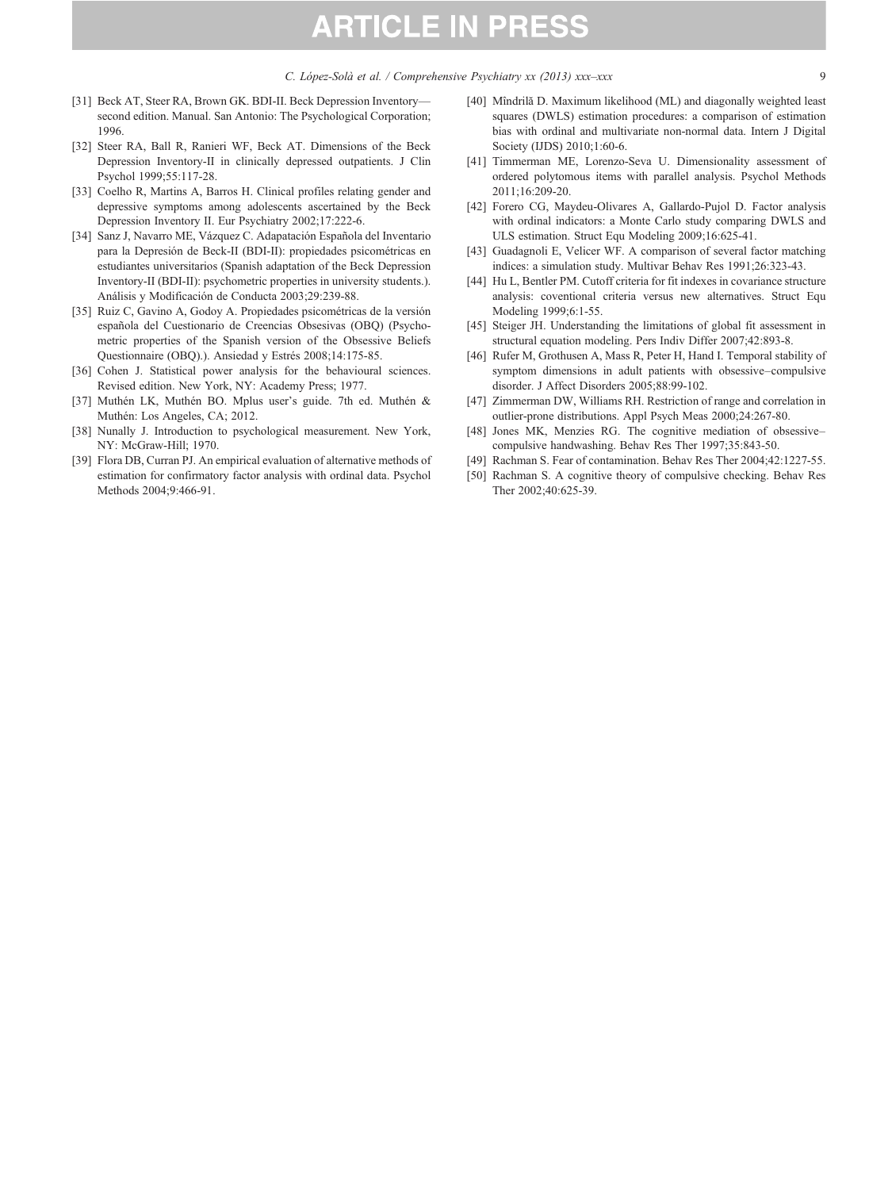[31] Beck AT, Steer RA, Brown GK. BDI-II. Beck Depression Inventory—second edition. Manual. San Antonio: The Psychological Corporation; 1996.

[32] Steer RA, Ball R, Ranieri WF, Beck AT. Dimensions of the Beck Depression Inventory-II in clinically depressed outpatients. J Clin Psychol 1999;55:117-28.

[33] Coelho R, Martins A, Barros H. Clinical profiles relating gender and depressive symptoms among adolescents ascertained by the Beck Depression Inventory II. Eur Psychiatry 2002;17:222-6.

[34] Sanz J, Navarro ME, Vázquez C. Adaptación Española del Inventario para la Depresión de Beck-II (BDI-II): propiedades psicométricas en estudiantes universitarios (Spanish adaptation of the Beck Depression Inventory-II (BDI-II): psychometric properties in university students.). Análisis y Modificación de Conducta 2003;29:239-88.

[35] Ruiz C, Gavino A, Godoy A. Propiedades psicométricas de la versión española del Cuestionario de Creencias Obsesivas (OBQ) (Psychometric properties of the Spanish version of the Obsessive Beliefs Questionnaire (OBQ).). Ansiedad y Estrés 2008;14:175-85.

[36] Cohen J. Statistical power analysis for the behavioural sciences. Revised edition. New York, NY: Academy Press; 1977.

[37] Muthén LK, Muthén BO. Mplus user's guide. 7th ed. Muthén & Muthén: Los Angeles, CA; 2012.

[38] Nunally J. Introduction to psychological measurement. New York, NY: McGraw-Hill; 1970.

[39] Flora DB, Curran PJ. An empirical evaluation of alternative methods of estimation for confirmatory factor analysis with ordinal data. Psychol Methods 2004;9:466-91.

[40] Mîndrilă D. Maximum likelihood (ML) and diagonally weighted least squares (DWLS) estimation procedures: a comparison of estimation bias with ordinal and multivariate non-normal data. Intern J Digital Society (IJDS) 2010;1:60-6.

[41] Timmerman ME, Lorenzo-Seva U. Dimensionality assessment of ordered polytomous items with parallel analysis. Psychol Methods 2011;16:209-20.

[42] Forero CG, Maydeu-Olivares A, Gallardo-Pujol D. Factor analysis with ordinal indicators: a Monte Carlo study comparing DWLS and ULS estimation. Struct Equ Modeling 2009;16:625-41.

[43] Guadagnoli E, Velicer WF. A comparison of several factor matching indices: a simulation study. Multivar Behav Res 1991;26:323-43.

[44] Hu L, Bentler PM. Cutoff criteria for fit indexes in covariance structure analysis: coventional criteria versus new alternatives. Struct Equ Modeling 1999;6:1-55.

[45] Steiger JH. Understanding the limitations of global fit assessment in structural equation modeling. Pers Indiv Differ 2007;42:893-8.

[46] Rufer M, Grothusen A, Mass R, Peter H, Hand I. Temporal stability of symptom dimensions in adult patients with obsessive–compulsive disorder. J Affect Disorders 2005;88:99-102.

[47] Zimmerman DW, Williams RH. Restriction of range and correlation in outlier-prone distributions. Appl Psych Meas 2000;24:267-80.

[48] Jones MK, Menzies RG. The cognitive mediation of obsessive–compulsive handwashing. Behav Res Ther 1997;35:843-50.

[49] Rachman S. Fear of contamination. Behav Res Ther 2004;42:1227-55.

[50] Rachman S. A cognitive theory of compulsive checking. Behav Res Ther 2002;40:625-39.